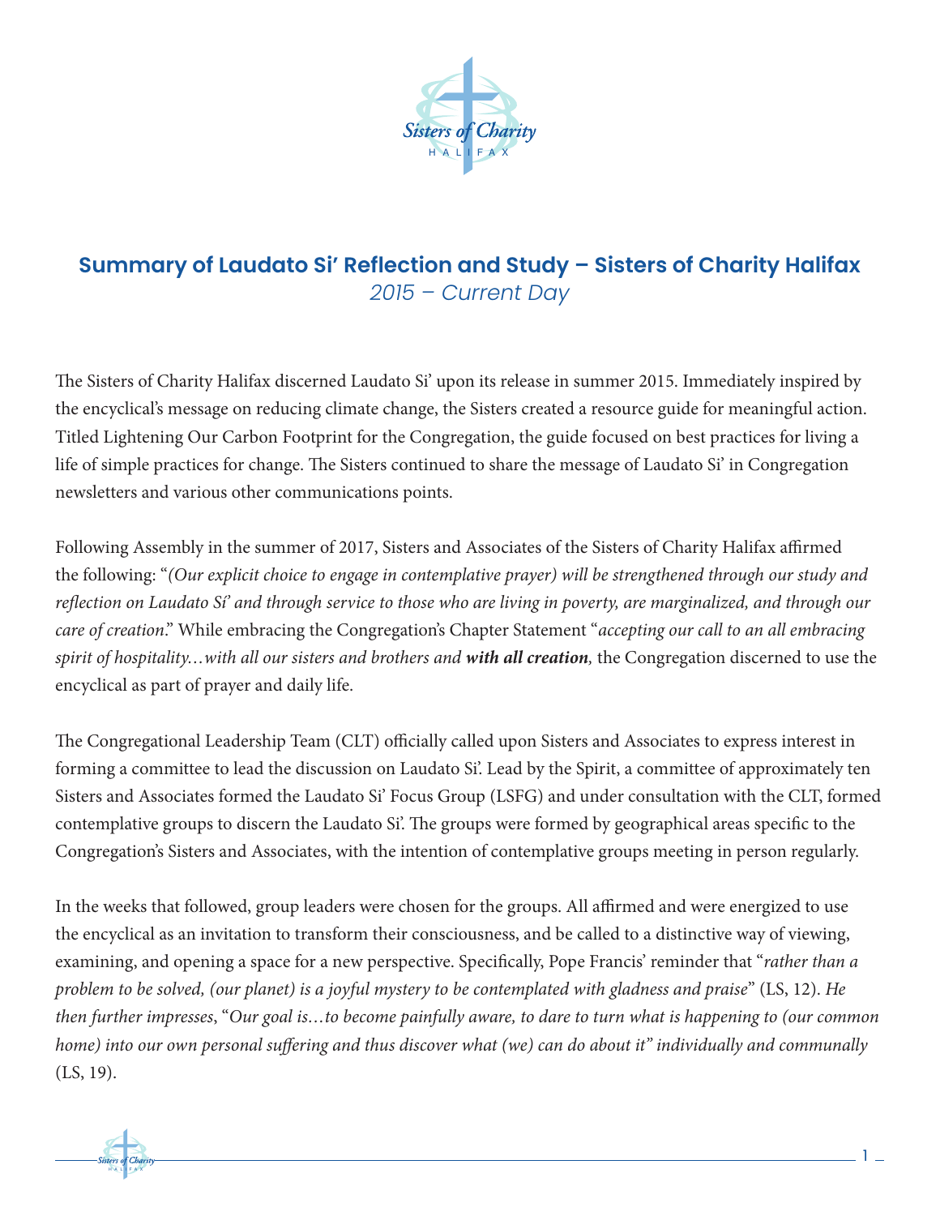## Summary of Laudato Si' Reflection and Study – Sisters of Charity Halifax

*2015 – Current Day*

The Sisters of Charity Halifax discerned Laudato Si' upon its release in summer 2015. Immediately inspired by the encyclical's message on reducing climate change, the Sisters created a resource guide for meaningful action. Titled Lightening Our Carbon Footprint for the Congregation, the guide focused on best practices for living a life of simple practices for change. The Sisters continued to share the message of Laudato Si' in Congregation newsletters and various other communications points.

Following Assembly in the summer of 2017, Sisters and Associates of the Sisters of Charity Halifax affirmed the following: "*(Our explicit choice to engage in contemplative prayer) will be strengthened through our study and reflection on Laudato Si' and through service to those who are living in poverty, are marginalized, and through our care of creation*." While embracing the Congregation's Chapter Statement "*accepting our call to an all embracing spirit of hospitality…with all our sisters and brothers and **with all creation**,* the Congregation discerned to use the encyclical as part of prayer and daily life.

The Congregational Leadership Team (CLT) officially called upon Sisters and Associates to express interest in forming a committee to lead the discussion on Laudato Si'. Lead by the Spirit, a committee of approximately ten Sisters and Associates formed the Laudato Si' Focus Group (LSFG) and under consultation with the CLT, formed contemplative groups to discern the Laudato Si'. The groups were formed by geographical areas specific to the Congregation's Sisters and Associates, with the intention of contemplative groups meeting in person regularly.

In the weeks that followed, group leaders were chosen for the groups. All affirmed and were energized to use the encyclical as an invitation to transform their consciousness, and be called to a distinctive way of viewing, examining, and opening a space for a new perspective. Specifically, Pope Francis' reminder that "*rather than a problem to be solved, (our planet) is a joyful mystery to be contemplated with gladness and praise*" (LS, 12). *He then further impresses*, "*Our goal is…to become painfully aware, to dare to turn what is happening to (our common home) into our own personal suffering and thus discover what (we) can do about it" individually and communally* (LS, 19).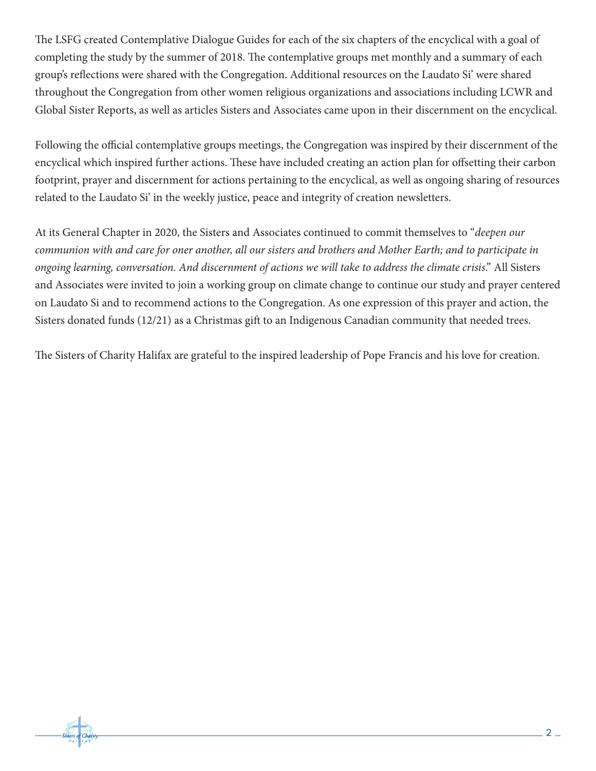The LSFG created Contemplative Dialogue Guides for each of the six chapters of the encyclical with a goal of completing the study by the summer of 2018. The contemplative groups met monthly and a summary of each group's reflections were shared with the Congregation. Additional resources on the Laudato Si' were shared throughout the Congregation from other women religious organizations and associations including LCWR and Global Sister Reports, as well as articles Sisters and Associates came upon in their discernment on the encyclical.

Following the official contemplative groups meetings, the Congregation was inspired by their discernment of the encyclical which inspired further actions. These have included creating an action plan for offsetting their carbon footprint, prayer and discernment for actions pertaining to the encyclical, as well as ongoing sharing of resources related to the Laudato Si' in the weekly justice, peace and integrity of creation newsletters.

At its General Chapter in 2020, the Sisters and Associates continued to commit themselves to "*deepen our communion with and care for oner another, all our sisters and brothers and Mother Earth; and to participate in ongoing learning, conversation. And discernment of actions we will take to address the climate crisis*." All Sisters and Associates were invited to join a working group on climate change to continue our study and prayer centered on Laudato Si and to recommend actions to the Congregation. As one expression of this prayer and action, the Sisters donated funds (12/21) as a Christmas gift to an Indigenous Canadian community that needed trees.

The Sisters of Charity Halifax are grateful to the inspired leadership of Pope Francis and his love for creation.